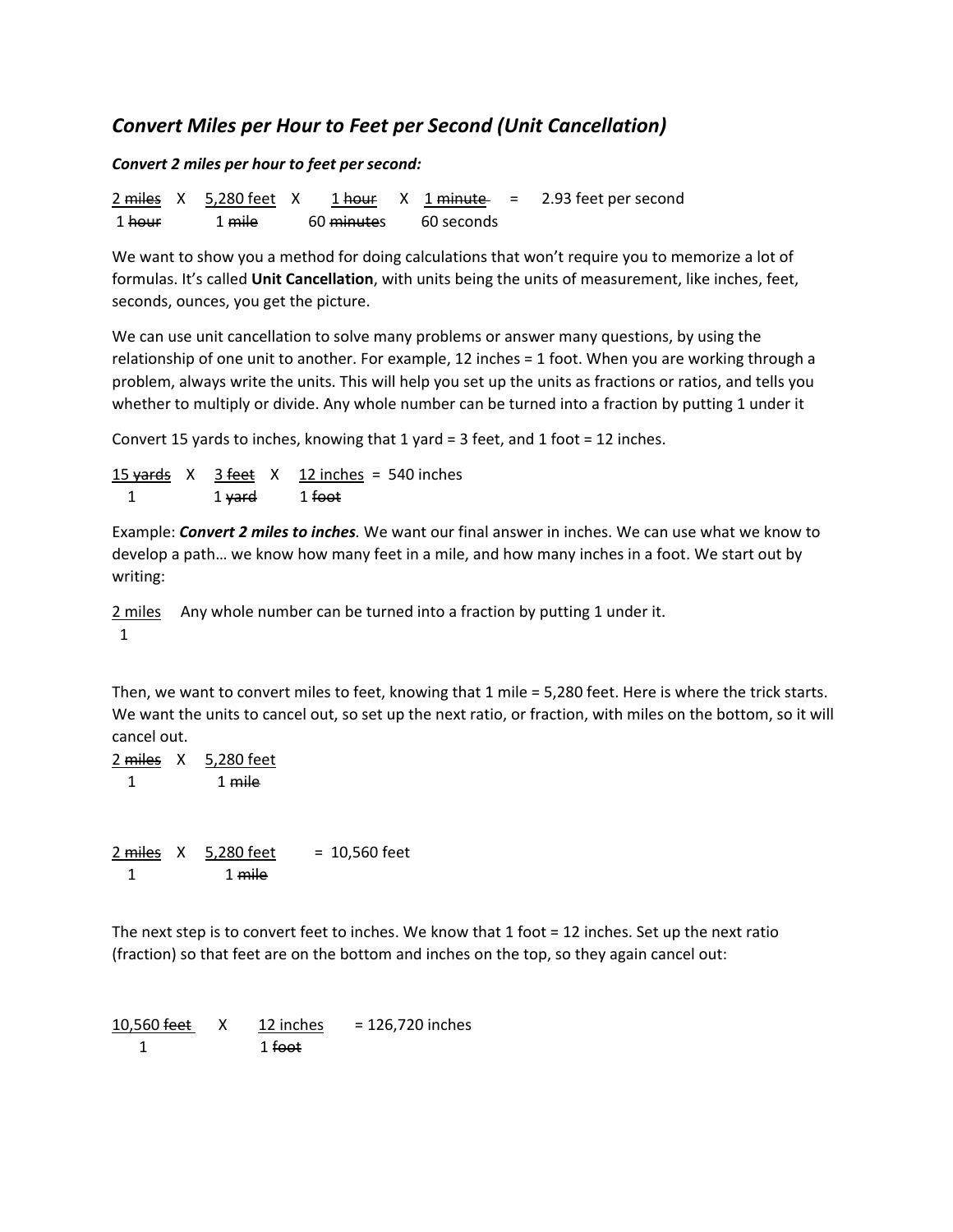## *Convert Miles per Hour to Feet per Second (Unit Cancellation)*

***Convert 2 miles per hour to feet per second:***

$$\frac{2\ \cancel{\text{miles}}}{1\ \cancel{\text{hour}}} \times \frac{5{,}280\ \text{feet}}{1\ \cancel{\text{mile}}} \times \frac{1\ \cancel{\text{hour}}}{60\ \cancel{\text{minutes}}} \times \frac{1\ \cancel{\text{minute}}}{60\ \text{seconds}} = 2.93\ \text{feet per second}$$

We want to show you a method for doing calculations that won't require you to memorize a lot of formulas. It's called **Unit Cancellation**, with units being the units of measurement, like inches, feet, seconds, ounces, you get the picture.

We can use unit cancellation to solve many problems or answer many questions, by using the relationship of one unit to another. For example, 12 inches = 1 foot. When you are working through a problem, always write the units. This will help you set up the units as fractions or ratios, and tells you whether to multiply or divide. Any whole number can be turned into a fraction by putting 1 under it

Convert 15 yards to inches, knowing that 1 yard = 3 feet, and 1 foot = 12 inches.

$$\frac{15\ \cancel{\text{yards}}}{1} \times \frac{3\ \cancel{\text{feet}}}{1\ \cancel{\text{yard}}} \times \frac{12\ \text{inches}}{1\ \cancel{\text{foot}}} = 540\ \text{inches}$$

Example: ***Convert 2 miles to inches****.* We want our final answer in inches. We can use what we know to develop a path… we know how many feet in a mile, and how many inches in a foot. We start out by writing:

$$\frac{2\ \text{miles}}{1}$$

Any whole number can be turned into a fraction by putting 1 under it.

Then, we want to convert miles to feet, knowing that 1 mile = 5,280 feet. Here is where the trick starts. We want the units to cancel out, so set up the next ratio, or fraction, with miles on the bottom, so it will cancel out.

$$\frac{2\ \cancel{\text{miles}}}{1} \times \frac{5{,}280\ \text{feet}}{1\ \cancel{\text{mile}}}$$

$$\frac{2\ \cancel{\text{miles}}}{1} \times \frac{5{,}280\ \text{feet}}{1\ \cancel{\text{mile}}} = 10{,}560\ \text{feet}$$

The next step is to convert feet to inches. We know that 1 foot = 12 inches. Set up the next ratio (fraction) so that feet are on the bottom and inches on the top, so they again cancel out:

$$\frac{10{,}560\ \cancel{\text{feet}}}{1} \times \frac{12\ \text{inches}}{1\ \cancel{\text{foot}}} = 126{,}720\ \text{inches}$$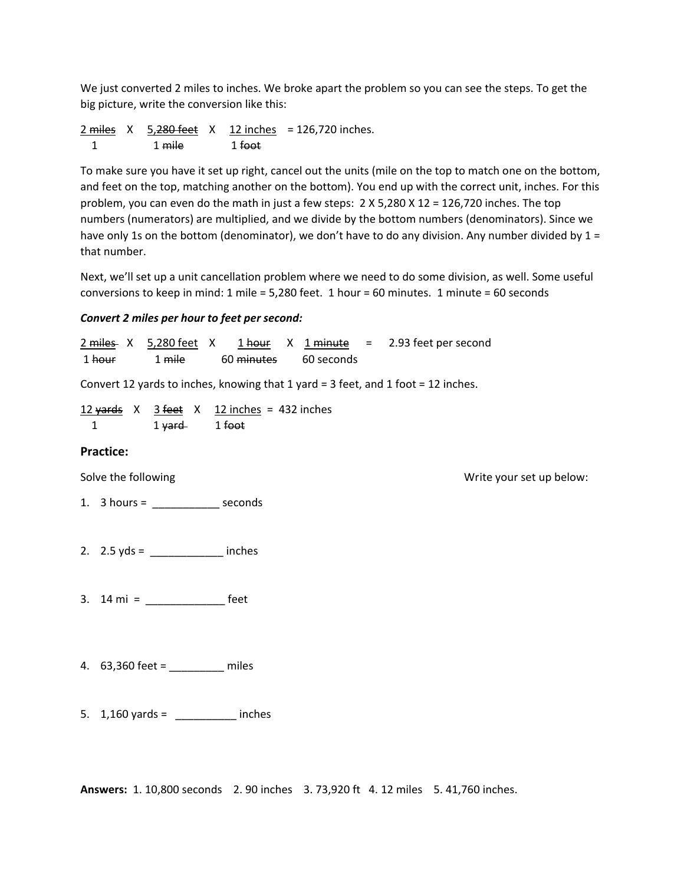We just converted 2 miles to inches. We broke apart the problem so you can see the steps. To get the big picture, write the conversion like this:

$$\frac{2\ \cancel{\text{miles}}}{1} \times \frac{5{,}280\ \cancel{\text{feet}}}{1\ \cancel{\text{mile}}} \times \frac{12\ \text{inches}}{1\ \cancel{\text{foot}}} = 126{,}720 \text{ inches.}$$

To make sure you have it set up right, cancel out the units (mile on the top to match one on the bottom, and feet on the top, matching another on the bottom). You end up with the correct unit, inches. For this problem, you can even do the math in just a few steps: 2 X 5,280 X 12 = 126,720 inches. The top numbers (numerators) are multiplied, and we divide by the bottom numbers (denominators). Since we have only 1s on the bottom (denominator), we don't have to do any division. Any number divided by 1 = that number.

Next, we'll set up a unit cancellation problem where we need to do some division, as well. Some useful conversions to keep in mind: 1 mile = 5,280 feet. 1 hour = 60 minutes. 1 minute = 60 seconds

***Convert 2 miles per hour to feet per second:***

$$\frac{2\ \cancel{\text{miles}}}{1\ \cancel{\text{hour}}} \times \frac{5{,}280\ \text{feet}}{1\ \cancel{\text{mile}}} \times \frac{1\ \cancel{\text{hour}}}{60\ \cancel{\text{minutes}}} \times \frac{1\ \cancel{\text{minute}}}{60\ \text{seconds}} = 2.93 \text{ feet per second}$$

Convert 12 yards to inches, knowing that 1 yard = 3 feet, and 1 foot = 12 inches.

$$\frac{12\ \cancel{\text{yards}}}{1} \times \frac{3\ \cancel{\text{feet}}}{1\ \cancel{\text{yard}}} \times \frac{12\ \text{inches}}{1\ \cancel{\text{foot}}} = 432 \text{ inches}$$

## Practice:

Solve the following — Write your set up below:

1. 3 hours = ___________ seconds

2. 2.5 yds = ____________ inches

3. 14 mi = _____________ feet

4. 63,360 feet = _________ miles

5. 1,160 yards = __________ inches

**Answers:** 1. 10,800 seconds 2. 90 inches 3. 73,920 ft 4. 12 miles 5. 41,760 inches.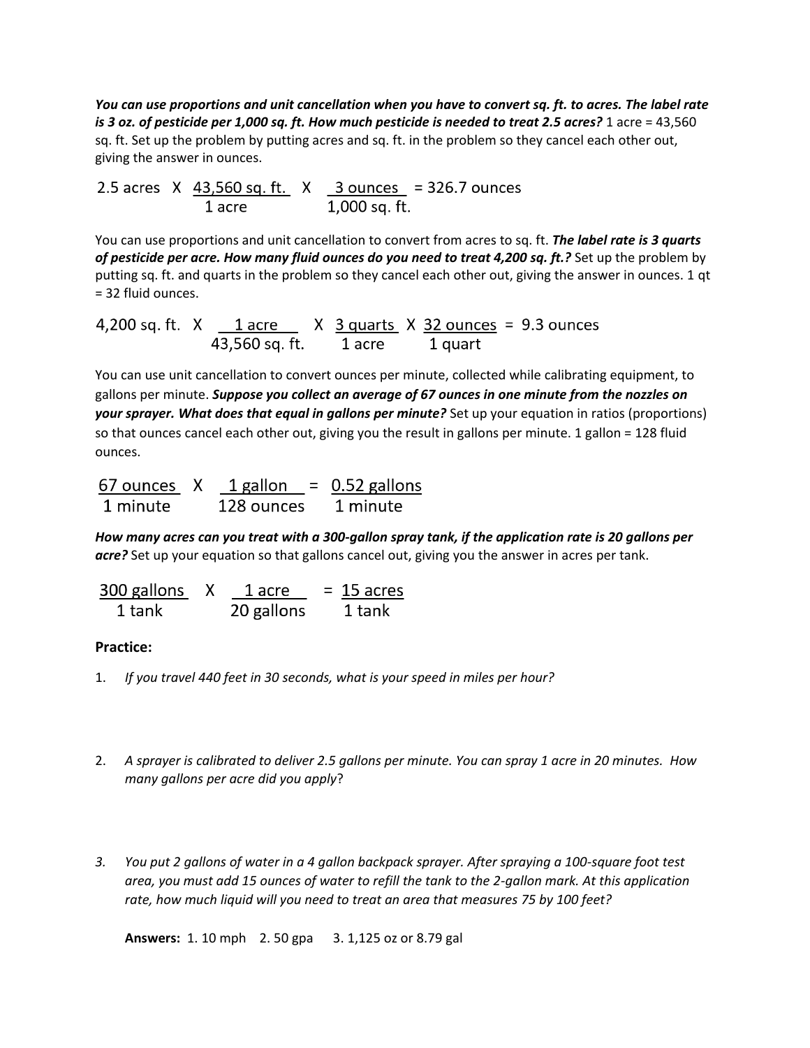***You can use proportions and unit cancellation when you have to convert sq. ft. to acres. The label rate is 3 oz. of pesticide per 1,000 sq. ft. How much pesticide is needed to treat 2.5 acres?*** 1 acre = 43,560 sq. ft. Set up the problem by putting acres and sq. ft. in the problem so they cancel each other out, giving the answer in ounces.

$$2.5 \text{ acres} \times \frac{43{,}560 \text{ sq. ft.}}{1 \text{ acre}} \times \frac{3 \text{ ounces}}{1{,}000 \text{ sq. ft.}} = 326.7 \text{ ounces}$$

You can use proportions and unit cancellation to convert from acres to sq. ft. ***The label rate is 3 quarts of pesticide per acre. How many fluid ounces do you need to treat 4,200 sq. ft.?*** Set up the problem by putting sq. ft. and quarts in the problem so they cancel each other out, giving the answer in ounces. 1 qt = 32 fluid ounces.

$$4{,}200 \text{ sq. ft.} \times \frac{1 \text{ acre}}{43{,}560 \text{ sq. ft.}} \times \frac{3 \text{ quarts}}{1 \text{ acre}} \times \frac{32 \text{ ounces}}{1 \text{ quart}} = 9.3 \text{ ounces}$$

You can use unit cancellation to convert ounces per minute, collected while calibrating equipment, to gallons per minute. ***Suppose you collect an average of 67 ounces in one minute from the nozzles on your sprayer. What does that equal in gallons per minute?*** Set up your equation in ratios (proportions) so that ounces cancel each other out, giving you the result in gallons per minute. 1 gallon = 128 fluid ounces.

$$\frac{67 \text{ ounces}}{1 \text{ minute}} \times \frac{1 \text{ gallon}}{128 \text{ ounces}} = \frac{0.52 \text{ gallons}}{1 \text{ minute}}$$

***How many acres can you treat with a 300-gallon spray tank, if the application rate is 20 gallons per acre?*** Set up your equation so that gallons cancel out, giving you the answer in acres per tank.

$$\frac{300 \text{ gallons}}{1 \text{ tank}} \times \frac{1 \text{ acre}}{20 \text{ gallons}} = \frac{15 \text{ acres}}{1 \text{ tank}}$$

**Practice:**

1. *If you travel 440 feet in 30 seconds, what is your speed in miles per hour?*

2. *A sprayer is calibrated to deliver 2.5 gallons per minute. You can spray 1 acre in 20 minutes. How many gallons per acre did you apply*?

3. *You put 2 gallons of water in a 4 gallon backpack sprayer. After spraying a 100-square foot test area, you must add 15 ounces of water to refill the tank to the 2-gallon mark. At this application rate, how much liquid will you need to treat an area that measures 75 by 100 feet?*

**Answers:** 1. 10 mph 2. 50 gpa 3. 1,125 oz or 8.79 gal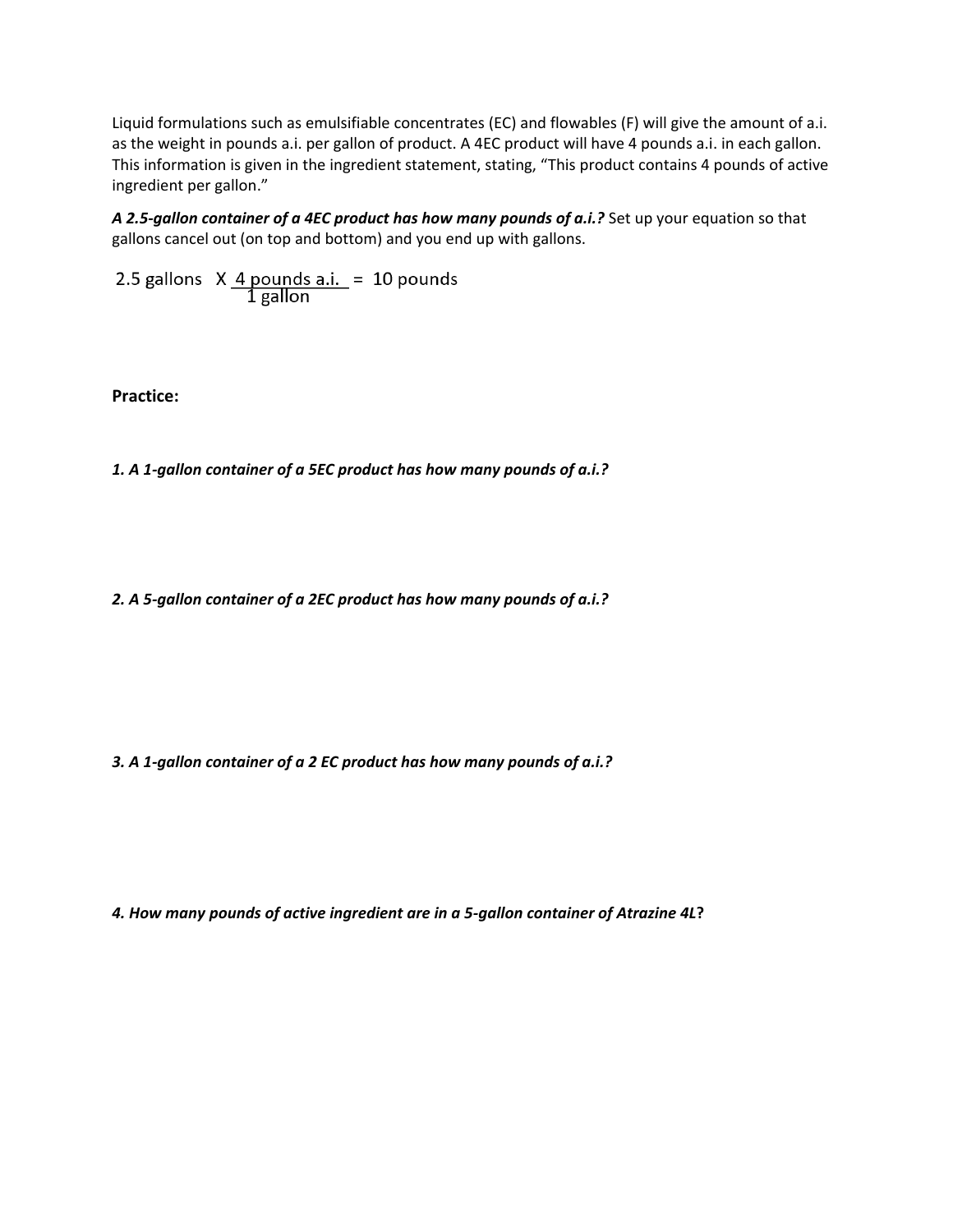Liquid formulations such as emulsifiable concentrates (EC) and flowables (F) will give the amount of a.i. as the weight in pounds a.i. per gallon of product. A 4EC product will have 4 pounds a.i. in each gallon. This information is given in the ingredient statement, stating, “This product contains 4 pounds of active ingredient per gallon.”

***A 2.5-gallon container of a 4EC product has how many pounds of a.i.?*** Set up your equation so that gallons cancel out (on top and bottom) and you end up with gallons.

$$2.5 \text{ gallons} \times \frac{4 \text{ pounds a.i.}}{1 \text{ gallon}} = 10 \text{ pounds}$$

**Practice:**

***1. A 1-gallon container of a 5EC product has how many pounds of a.i.?***

***2. A 5-gallon container of a 2EC product has how many pounds of a.i.?***

***3. A 1-gallon container of a 2 EC product has how many pounds of a.i.?***

***4. How many pounds of active ingredient are in a 5-gallon container of Atrazine 4L?***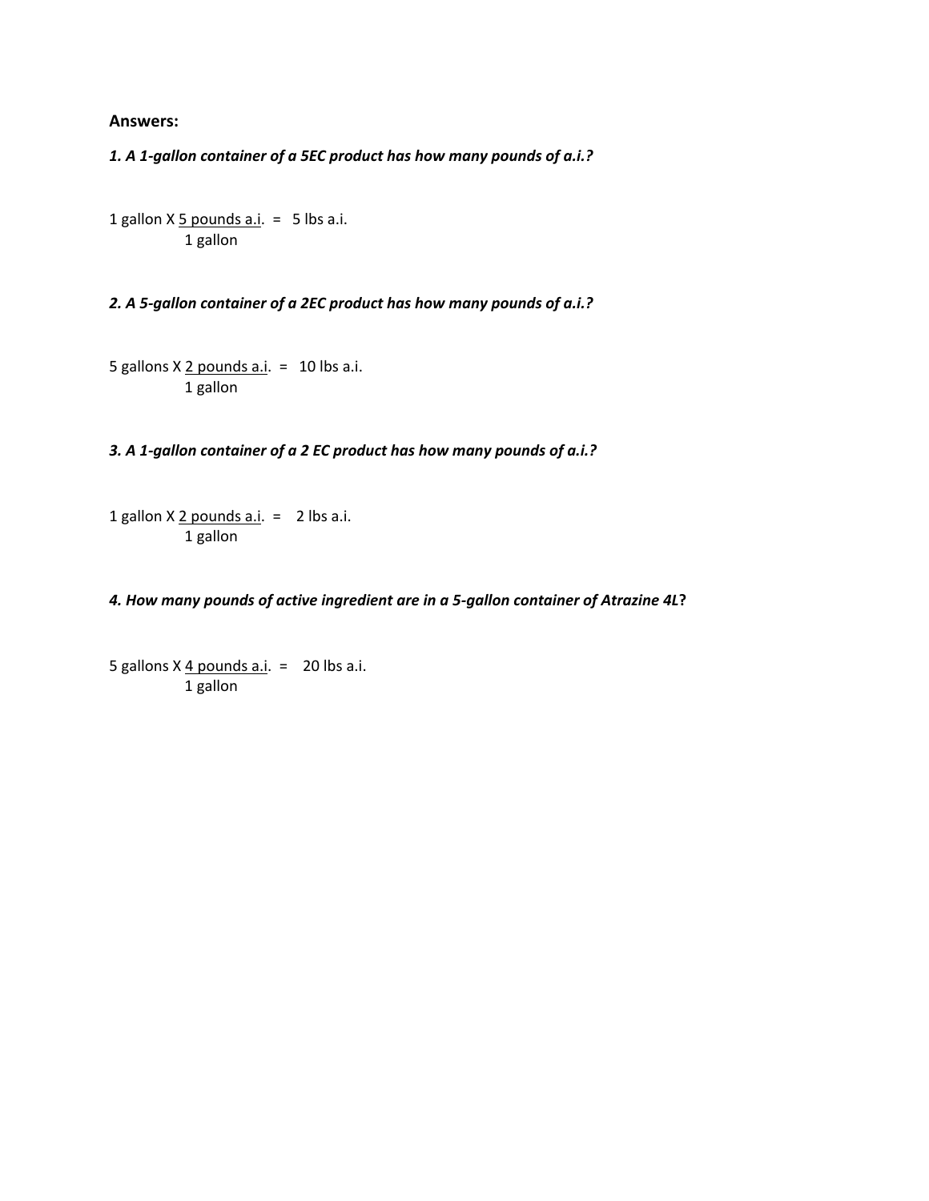**Answers:**

***1. A 1-gallon container of a 5EC product has how many pounds of a.i.?***

$$1 \text{ gallon} \times \frac{5 \text{ pounds a.i.}}{1 \text{ gallon}} = 5 \text{ lbs a.i.}$$

***2. A 5-gallon container of a 2EC product has how many pounds of a.i.?***

$$5 \text{ gallons} \times \frac{2 \text{ pounds a.i.}}{1 \text{ gallon}} = 10 \text{ lbs a.i.}$$

***3. A 1-gallon container of a 2 EC product has how many pounds of a.i.?***

$$1 \text{ gallon} \times \frac{2 \text{ pounds a.i.}}{1 \text{ gallon}} = 2 \text{ lbs a.i.}$$

***4. How many pounds of active ingredient are in a 5-gallon container of Atrazine 4L?***

$$5 \text{ gallons} \times \frac{4 \text{ pounds a.i.}}{1 \text{ gallon}} = 20 \text{ lbs a.i.}$$